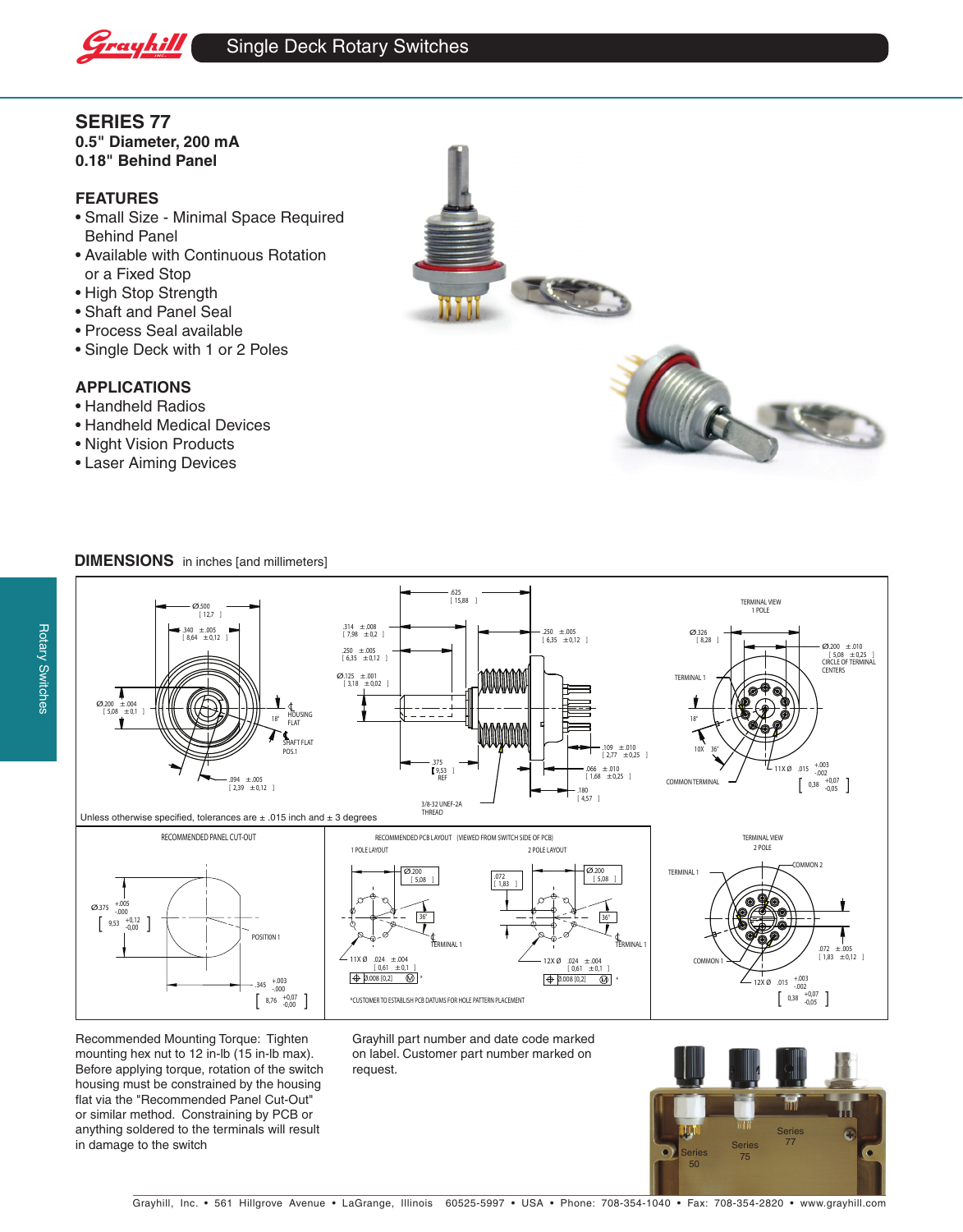# Single Deck Rotary Switches

## SERIES 77

**0.5" Diameter, 200 mA**
**0.18" Behind Panel**

### FEATURES

- Small Size - Minimal Space Required Behind Panel
- Available with Continuous Rotation or a Fixed Stop
- High Stop Strength
- Shaft and Panel Seal
- Process Seal available
- Single Deck with 1 or 2 Poles

### APPLICATIONS

- Handheld Radios
- Handheld Medical Devices
- Night Vision Products
- Laser Aiming Devices

### DIMENSIONS in inches [and millimeters]

Unless otherwise specified, tolerances are ± .015 inch and ± 3 degrees

Recommended Mounting Torque: Tighten mounting hex nut to 12 in-lb (15 in-lb max). Before applying torque, rotation of the switch housing must be constrained by the housing flat via the "Recommended Panel Cut-Out" or similar method. Constraining by PCB or anything soldered to the terminals will result in damage to the switch

Grayhill part number and date code marked on label. Customer part number marked on request.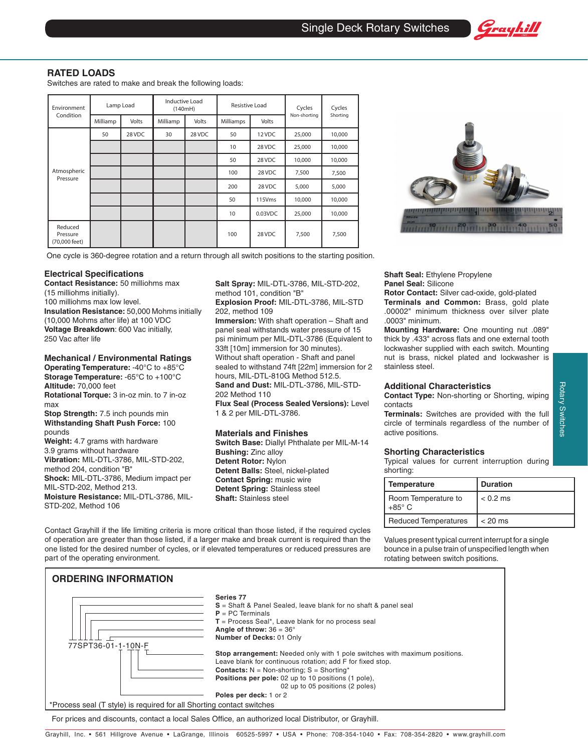## RATED LOADS

Switches are rated to make and break the following loads:

| Environment Condition | Lamp Load | | Inductive Load (140mH) | | Resistive Load | | Cycles Non-shorting | Cycles Shorting |
|---|---|---|---|---|---|---|---|---|
| | Milliamp | Volts | Milliamp | Volts | Milliamps | Volts | | |
| Atmospheric Pressure | 50 | 28 VDC | 30 | 28 VDC | 50 | 12 VDC | 25,000 | 10,000 |
| | | | | | 10 | 28 VDC | 25,000 | 10,000 |
| | | | | | 50 | 28 VDC | 10,000 | 10,000 |
| | | | | | 100 | 28 VDC | 7,500 | 7,500 |
| | | | | | 200 | 28 VDC | 5,000 | 5,000 |
| | | | | | 50 | 115Vms | 10,000 | 10,000 |
| | | | | | 10 | 0.03VDC | 25,000 | 10,000 |
| Reduced Pressure (70,000 feet) | | | | | 100 | 28 VDC | 7,500 | 7,500 |

One cycle is 360-degree rotation and a return through all switch positions to the starting position.

### Electrical Specifications

**Contact Resistance:** 50 milliohms max (15 milliohms initially). 100 milliohms max low level.
**Insulation Resistance:** 50,000 Mohms initially (10,000 Mohms after life) at 100 VDC
**Voltage Breakdown**: 600 Vac initially, 250 Vac after life

### Mechanical / Environmental Ratings

**Operating Temperature:** -40°C to +85°C
**Storage Temperature:** -65°C to +100°C
**Altitude:** 70,000 feet
**Rotational Torque:** 3 in-oz min. to 7 in-oz max
**Stop Strength:** 7.5 inch pounds min
**Withstanding Shaft Push Force:** 100 pounds
**Weight:** 4.7 grams with hardware
3.9 grams without hardware
**Vibration:** MIL-DTL-3786, MIL-STD-202, method 204, condition "B"
**Shock:** MIL-DTL-3786, Medium impact per MIL-STD-202, Method 213.
**Moisture Resistance:** MIL-DTL-3786, MIL-STD-202, Method 106
**Salt Spray:** MIL-DTL-3786, MIL-STD-202, method 101, condition "B"
**Explosion Proof:** MIL-DTL-3786, MIL-STD 202, method 109
**Immersion:** With shaft operation – Shaft and panel seal withstands water pressure of 15 psi minimum per MIL-DTL-3786 (Equivalent to 33ft [10m] immersion for 30 minutes). Without shaft operation - Shaft and panel sealed to withstand 74ft [22m] immersion for 2 hours, MIL-DTL-810G Method 512.5.
**Sand and Dust:** MIL-DTL-3786, MIL-STD-202 Method 110
**Flux Seal (Process Sealed Versions):** Level 1 & 2 per MIL-DTL-3786.

### Materials and Finishes

**Switch Base:** Diallyl Phthalate per MIL-M-14
**Bushing:** Zinc alloy
**Detent Rotor:** Nylon
**Detent Balls:** Steel, nickel-plated
**Contact Spring:** music wire
**Detent Spring:** Stainless steel
**Shaft:** Stainless steel
**Shaft Seal:** Ethylene Propylene
**Panel Seal:** Silicone
**Rotor Contact:** Silver cad-oxide, gold-plated
**Terminals and Common:** Brass, gold plate .00002" minimum thickness over silver plate .0003" minimum.
**Mounting Hardware:** One mounting nut .089" thick by .433" across flats and one external tooth lockwasher supplied with each switch. Mounting nut is brass, nickel plated and lockwasher is stainless steel.

### Additional Characteristics

**Contact Type:** Non-shorting or Shorting, wiping contacts
**Terminals:** Switches are provided with the full circle of terminals regardless of the number of active positions.

### Shorting Characteristics

Typical values for current interruption during shorting:

| Temperature | Duration |
|---|---|
| Room Temperature to +85° C | < 0.2 ms |
| Reduced Temperatures | < 20 ms |

Values present typical current interrupt for a single bounce in a pulse train of unspecified length when rotating between switch positions.

Contact Grayhill if the life limiting criteria is more critical than those listed, if the required cycles of operation are greater than those listed, if a larger make and break current is required than the one listed for the desired number of cycles, or if elevated temperatures or reduced pressures are part of the operating environment.

## ORDERING INFORMATION

77SPT36-01-1-10N-F

**Series 77**
**S** = Shaft & Panel Sealed, leave blank for no shaft & panel seal
**P** = PC Terminals
**T** = Process Seal*, Leave blank for no process seal
**Angle of throw:** 36 = 36°
**Number of Decks:** 01 Only

**Stop arrangement:** Needed only with 1 pole switches with maximum positions. Leave blank for continuous rotation; add F for fixed stop.
**Contacts:** N = Non-shorting; S = Shorting*
**Positions per pole:** 02 up to 10 positions (1 pole), 02 up to 05 positions (2 poles)
**Poles per deck:** 1 or 2

*Process seal (T style) is required for all Shorting contact switches

For prices and discounts, contact a local Sales Office, an authorized local Distributor, or Grayhill.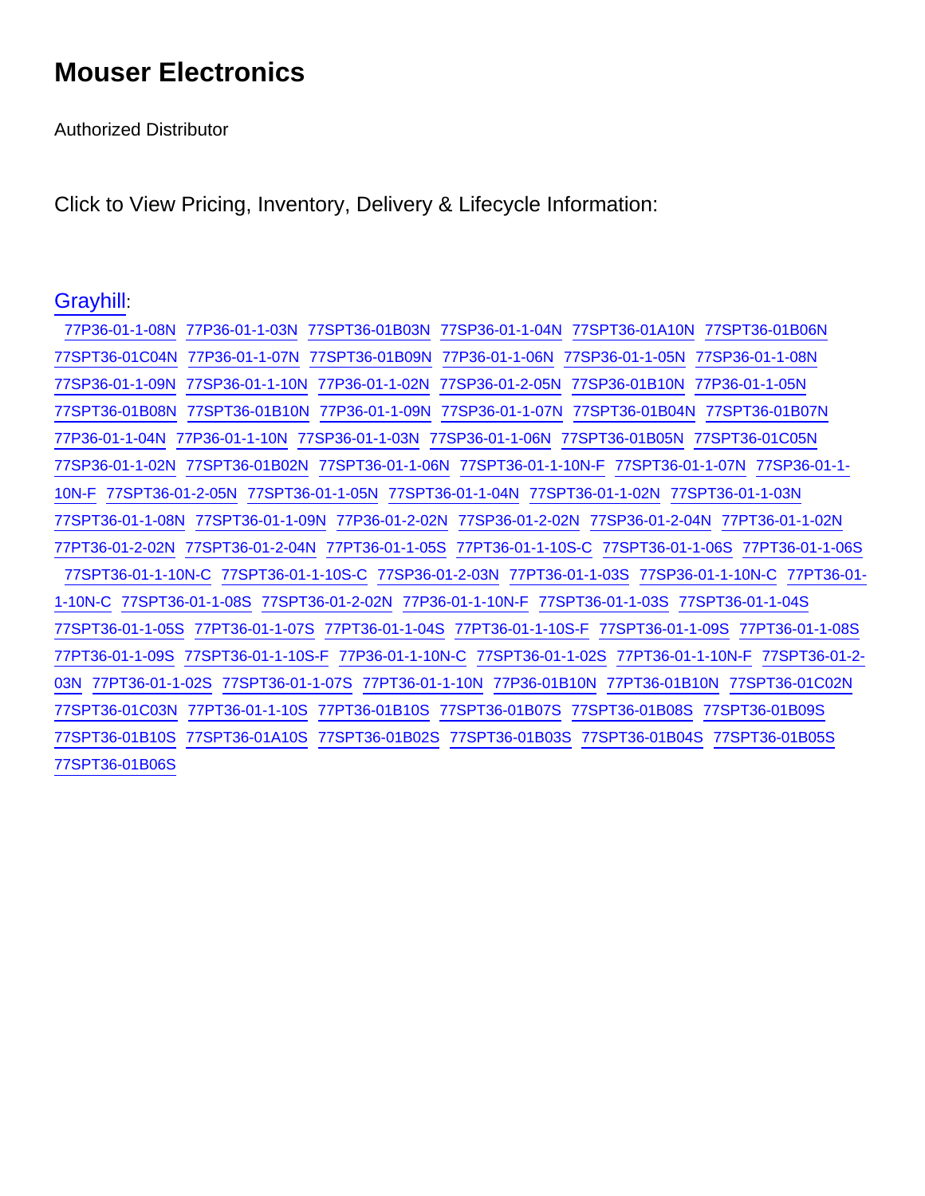# Mouser Electronics

Authorized Distributor

Click to View Pricing, Inventory, Delivery & Lifecycle Information:

Grayhill:

77P36-01-1-08N 77P36-01-1-03N 77SPT36-01B03N 77SP36-01-1-04N 77SPT36-01A10N 77SPT36-01B06N 77SPT36-01C04N 77P36-01-1-07N 77SPT36-01B09N 77P36-01-1-06N 77SP36-01-1-05N 77SP36-01-1-08N 77SP36-01-1-09N 77SP36-01-1-10N 77P36-01-1-02N 77SP36-01-2-05N 77SP36-01B10N 77P36-01-1-05N 77SPT36-01B08N 77SPT36-01B10N 77P36-01-1-09N 77SP36-01-1-07N 77SPT36-01B04N 77SPT36-01B07N 77P36-01-1-04N 77P36-01-1-10N 77SP36-01-1-03N 77SP36-01-1-06N 77SPT36-01B05N 77SPT36-01C05N 77SP36-01-1-02N 77SPT36-01B02N 77SPT36-01-1-06N 77SPT36-01-1-10N-F 77SPT36-01-1-07N 77SP36-01-1-10N-F 77SPT36-01-2-05N 77SPT36-01-1-05N 77SPT36-01-1-04N 77SPT36-01-1-02N 77SPT36-01-1-03N 77SPT36-01-1-08N 77SPT36-01-1-09N 77P36-01-2-02N 77SP36-01-2-02N 77SP36-01-2-04N 77PT36-01-1-02N 77PT36-01-2-02N 77SPT36-01-2-04N 77PT36-01-1-05S 77PT36-01-1-10S-C 77SPT36-01-1-06S 77PT36-01-1-06S 77SPT36-01-1-10N-C 77SPT36-01-1-10S-C 77SP36-01-2-03N 77PT36-01-1-03S 77SP36-01-1-10N-C 77PT36-01-1-10N-C 77SPT36-01-1-08S 77SPT36-01-2-02N 77P36-01-1-10N-F 77SPT36-01-1-03S 77SPT36-01-1-04S 77SPT36-01-1-05S 77PT36-01-1-07S 77PT36-01-1-04S 77PT36-01-1-10S-F 77SPT36-01-1-09S 77PT36-01-1-08S 77PT36-01-1-09S 77SPT36-01-1-10S-F 77P36-01-1-10N-C 77SPT36-01-1-02S 77PT36-01-1-10N-F 77SPT36-01-2-03N 77PT36-01-1-02S 77SPT36-01-1-07S 77PT36-01-1-10N 77P36-01B10N 77PT36-01B10N 77SPT36-01C02N 77SPT36-01C03N 77PT36-01-1-10S 77PT36-01B10S 77SPT36-01B07S 77SPT36-01B08S 77SPT36-01B09S 77SPT36-01B10S 77SPT36-01A10S 77SPT36-01B02S 77SPT36-01B03S 77SPT36-01B04S 77SPT36-01B05S 77SPT36-01B06S